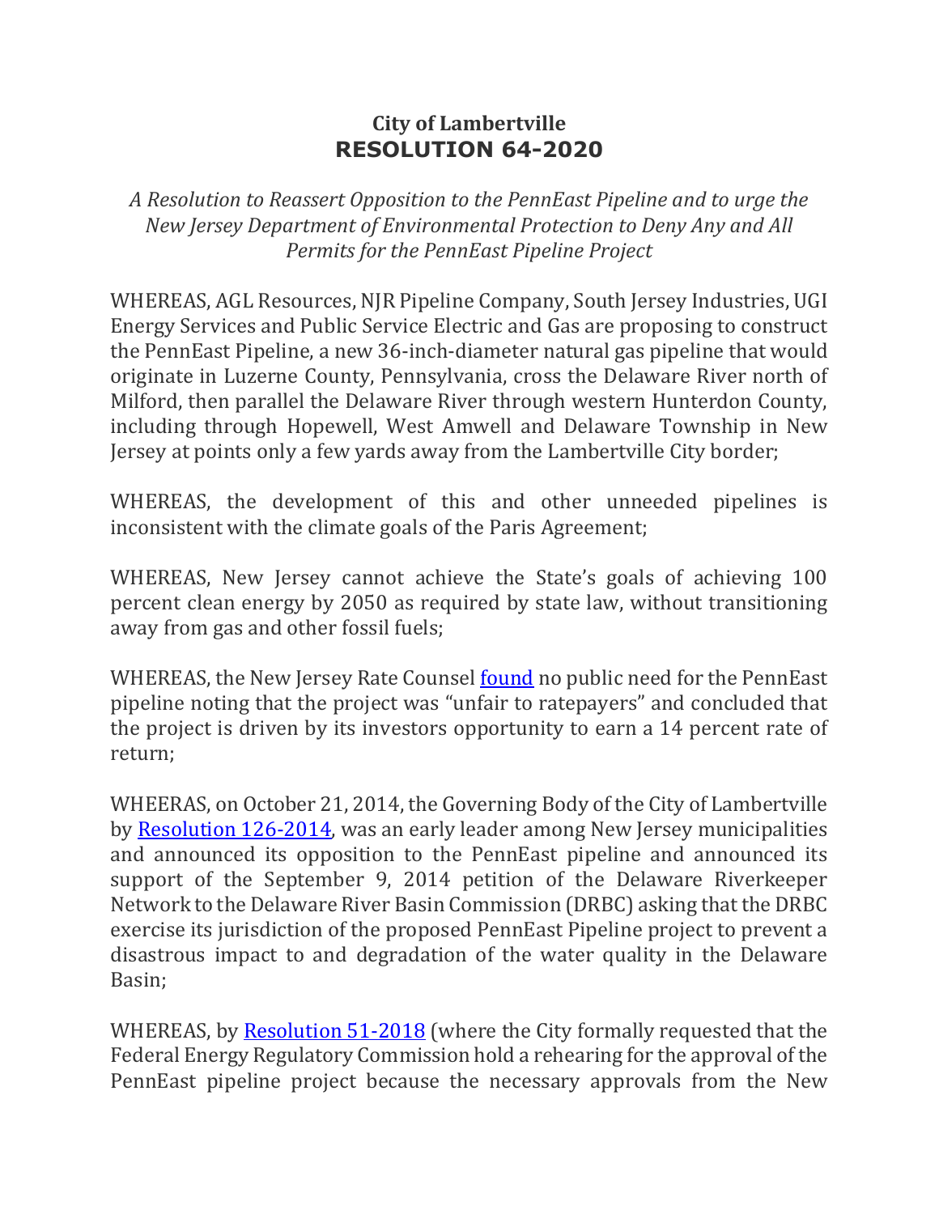# City of Lambertville
# RESOLUTION 64-2020

*A Resolution to Reassert Opposition to the PennEast Pipeline and to urge the New Jersey Department of Environmental Protection to Deny Any and All Permits for the PennEast Pipeline Project*

WHEREAS, AGL Resources, NJR Pipeline Company, South Jersey Industries, UGI Energy Services and Public Service Electric and Gas are proposing to construct the PennEast Pipeline, a new 36-inch-diameter natural gas pipeline that would originate in Luzerne County, Pennsylvania, cross the Delaware River north of Milford, then parallel the Delaware River through western Hunterdon County, including through Hopewell, West Amwell and Delaware Township in New Jersey at points only a few yards away from the Lambertville City border;

WHEREAS, the development of this and other unneeded pipelines is inconsistent with the climate goals of the Paris Agreement;

WHEREAS, New Jersey cannot achieve the State's goals of achieving 100 percent clean energy by 2050 as required by state law, without transitioning away from gas and other fossil fuels;

WHEREAS, the New Jersey Rate Counsel found no public need for the PennEast pipeline noting that the project was "unfair to ratepayers" and concluded that the project is driven by its investors opportunity to earn a 14 percent rate of return;

WHEERAS, on October 21, 2014, the Governing Body of the City of Lambertville by Resolution 126-2014, was an early leader among New Jersey municipalities and announced its opposition to the PennEast pipeline and announced its support of the September 9, 2014 petition of the Delaware Riverkeeper Network to the Delaware River Basin Commission (DRBC) asking that the DRBC exercise its jurisdiction of the proposed PennEast Pipeline project to prevent a disastrous impact to and degradation of the water quality in the Delaware Basin;

WHEREAS, by Resolution 51-2018 (where the City formally requested that the Federal Energy Regulatory Commission hold a rehearing for the approval of the PennEast pipeline project because the necessary approvals from the New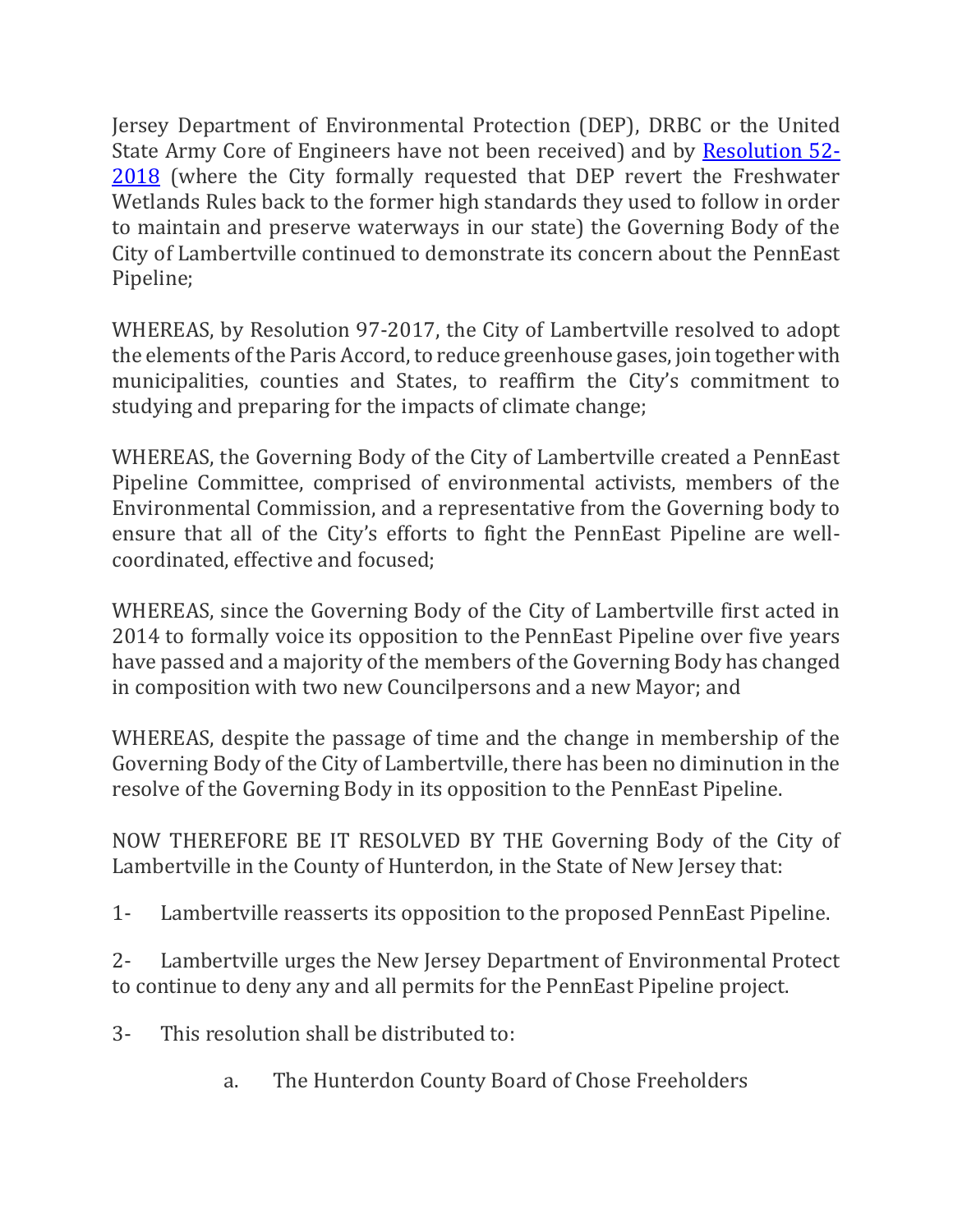Jersey Department of Environmental Protection (DEP), DRBC or the United State Army Core of Engineers have not been received) and by Resolution 52-2018 (where the City formally requested that DEP revert the Freshwater Wetlands Rules back to the former high standards they used to follow in order to maintain and preserve waterways in our state) the Governing Body of the City of Lambertville continued to demonstrate its concern about the PennEast Pipeline;

WHEREAS, by Resolution 97-2017, the City of Lambertville resolved to adopt the elements of the Paris Accord, to reduce greenhouse gases, join together with municipalities, counties and States, to reaffirm the City's commitment to studying and preparing for the impacts of climate change;

WHEREAS, the Governing Body of the City of Lambertville created a PennEast Pipeline Committee, comprised of environmental activists, members of the Environmental Commission, and a representative from the Governing body to ensure that all of the City's efforts to fight the PennEast Pipeline are well-coordinated, effective and focused;

WHEREAS, since the Governing Body of the City of Lambertville first acted in 2014 to formally voice its opposition to the PennEast Pipeline over five years have passed and a majority of the members of the Governing Body has changed in composition with two new Councilpersons and a new Mayor; and

WHEREAS, despite the passage of time and the change in membership of the Governing Body of the City of Lambertville, there has been no diminution in the resolve of the Governing Body in its opposition to the PennEast Pipeline.

NOW THEREFORE BE IT RESOLVED BY THE Governing Body of the City of Lambertville in the County of Hunterdon, in the State of New Jersey that:

1- Lambertville reasserts its opposition to the proposed PennEast Pipeline.

2- Lambertville urges the New Jersey Department of Environmental Protect to continue to deny any and all permits for the PennEast Pipeline project.

3- This resolution shall be distributed to:

   a. The Hunterdon County Board of Chose Freeholders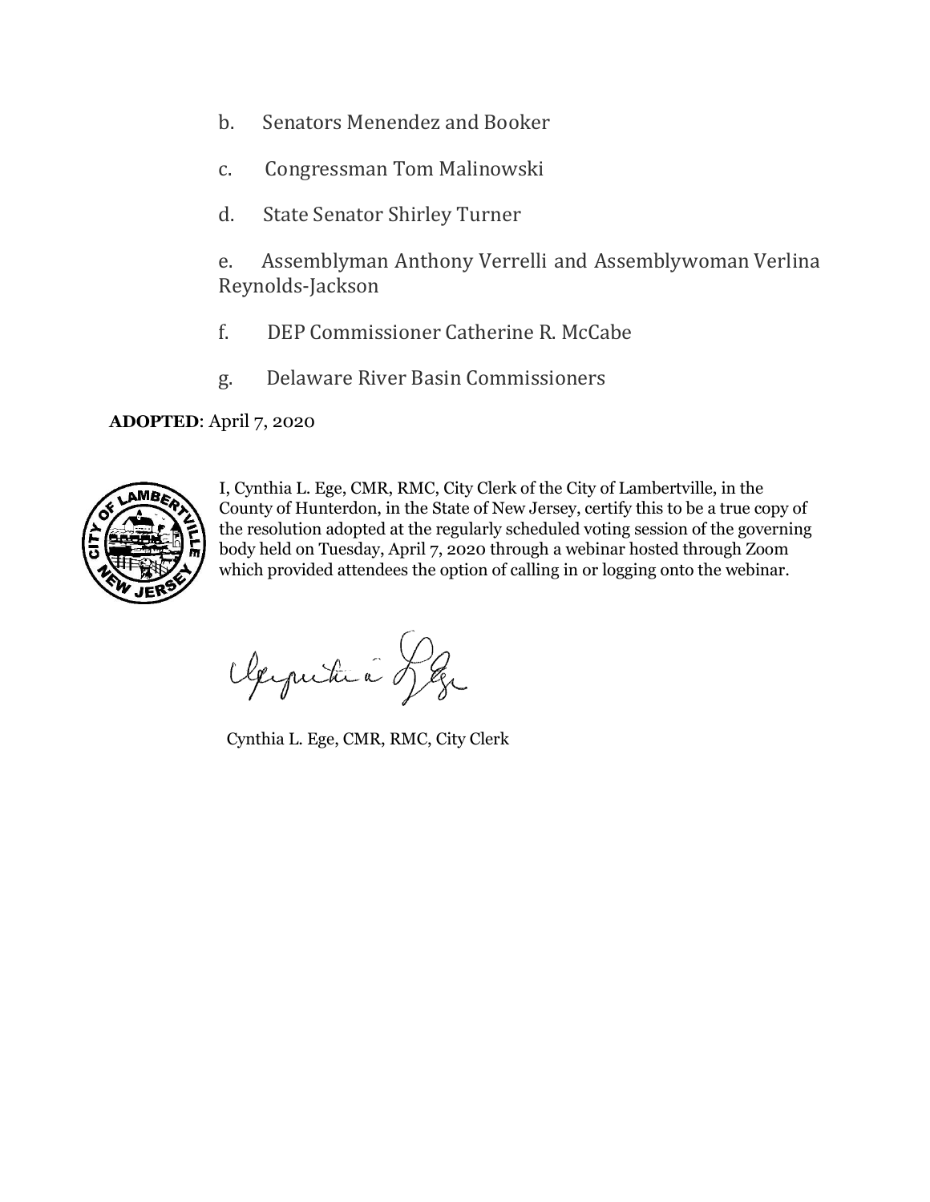b. Senators Menendez and Booker

c. Congressman Tom Malinowski

d. State Senator Shirley Turner

e. Assemblyman Anthony Verrelli and Assemblywoman Verlina Reynolds-Jackson

f. DEP Commissioner Catherine R. McCabe

g. Delaware River Basin Commissioners

**ADOPTED**: April 7, 2020

I, Cynthia L. Ege, CMR, RMC, City Clerk of the City of Lambertville, in the County of Hunterdon, in the State of New Jersey, certify this to be a true copy of the resolution adopted at the regularly scheduled voting session of the governing body held on Tuesday, April 7, 2020 through a webinar hosted through Zoom which provided attendees the option of calling in or logging onto the webinar.

Cynthia L. Ege, CMR, RMC, City Clerk